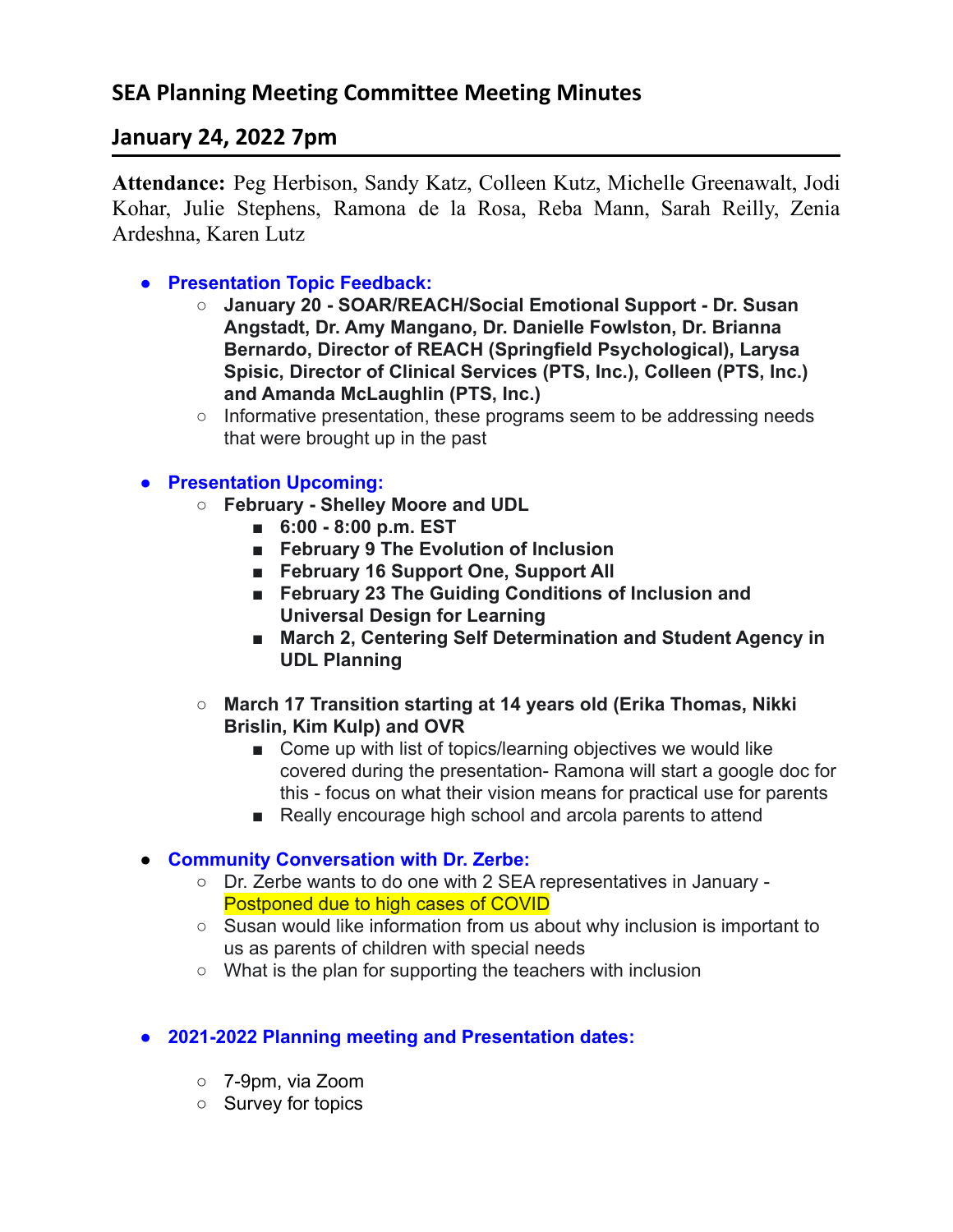## SEA Planning Meeting Committee Meeting Minutes

## January 24, 2022 7pm

**Attendance:** Peg Herbison, Sandy Katz, Colleen Kutz, Michelle Greenawalt, Jodi Kohar, Julie Stephens, Ramona de la Rosa, Reba Mann, Sarah Reilly, Zenia Ardeshna, Karen Lutz

- **Presentation Topic Feedback:**
  - **January 20 - SOAR/REACH/Social Emotional Support - Dr. Susan Angstadt, Dr. Amy Mangano, Dr. Danielle Fowlston, Dr. Brianna Bernardo, Director of REACH (Springfield Psychological), Larysa Spisic, Director of Clinical Services (PTS, Inc.), Colleen (PTS, Inc.) and Amanda McLaughlin (PTS, Inc.)**
  - Informative presentation, these programs seem to be addressing needs that were brought up in the past

- **Presentation Upcoming:**
  - **February - Shelley Moore and UDL**
    - **6:00 - 8:00 p.m. EST**
    - **February 9 The Evolution of Inclusion**
    - **February 16 Support One, Support All**
    - **February 23 The Guiding Conditions of Inclusion and Universal Design for Learning**
    - **March 2, Centering Self Determination and Student Agency in UDL Planning**
  - **March 17 Transition starting at 14 years old (Erika Thomas, Nikki Brislin, Kim Kulp) and OVR**
    - Come up with list of topics/learning objectives we would like covered during the presentation- Ramona will start a google doc for this - focus on what their vision means for practical use for parents
    - Really encourage high school and arcola parents to attend

- **Community Conversation with Dr. Zerbe:**
  - Dr. Zerbe wants to do one with 2 SEA representatives in January - Postponed due to high cases of COVID
  - Susan would like information from us about why inclusion is important to us as parents of children with special needs
  - What is the plan for supporting the teachers with inclusion

- **2021-2022 Planning meeting and Presentation dates:**
  - 7-9pm, via Zoom
  - Survey for topics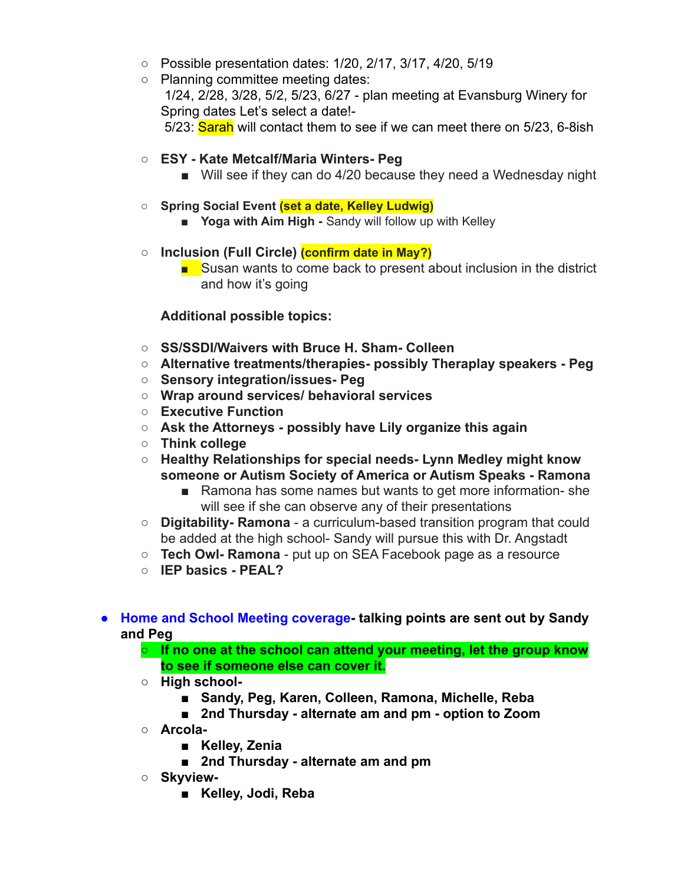- Possible presentation dates: 1/20, 2/17, 3/17, 4/20, 5/19
- Planning committee meeting dates:
  1/24, 2/28, 3/28, 5/2, 5/23, 6/27 - plan meeting at Evansburg Winery for Spring dates Let's select a date!-
  5/23: Sarah will contact them to see if we can meet there on 5/23, 6-8ish

- **ESY - Kate Metcalf/Maria Winters- Peg**
  - Will see if they can do 4/20 because they need a Wednesday night

- **Spring Social Event (set a date, Kelley Ludwig)**
  - **Yoga with Aim High -** Sandy will follow up with Kelley

- **Inclusion (Full Circle) (confirm date in May?)**
  - Susan wants to come back to present about inclusion in the district and how it's going

  **Additional possible topics:**

- **SS/SSDI/Waivers with Bruce H. Sham- Colleen**
- **Alternative treatments/therapies- possibly Theraplay speakers - Peg**
- **Sensory integration/issues- Peg**
- **Wrap around services/ behavioral services**
- **Executive Function**
- **Ask the Attorneys - possibly have Lily organize this again**
- **Think college**
- **Healthy Relationships for special needs- Lynn Medley might know someone or Autism Society of America or Autism Speaks - Ramona**
  - Ramona has some names but wants to get more information- she will see if she can observe any of their presentations
- **Digitability- Ramona** - a curriculum-based transition program that could be added at the high school- Sandy will pursue this with Dr. Angstadt
- **Tech Owl- Ramona** - put up on SEA Facebook page as a resource
- **IEP basics - PEAL?**

- **Home and School Meeting coverage- talking points are sent out by Sandy and Peg**
  - **If no one at the school can attend your meeting, let the group know to see if someone else can cover it.**
  - **High school-**
    - **Sandy, Peg, Karen, Colleen, Ramona, Michelle, Reba**
    - **2nd Thursday - alternate am and pm - option to Zoom**
  - **Arcola-**
    - **Kelley, Zenia**
    - **2nd Thursday - alternate am and pm**
  - **Skyview-**
    - **Kelley, Jodi, Reba**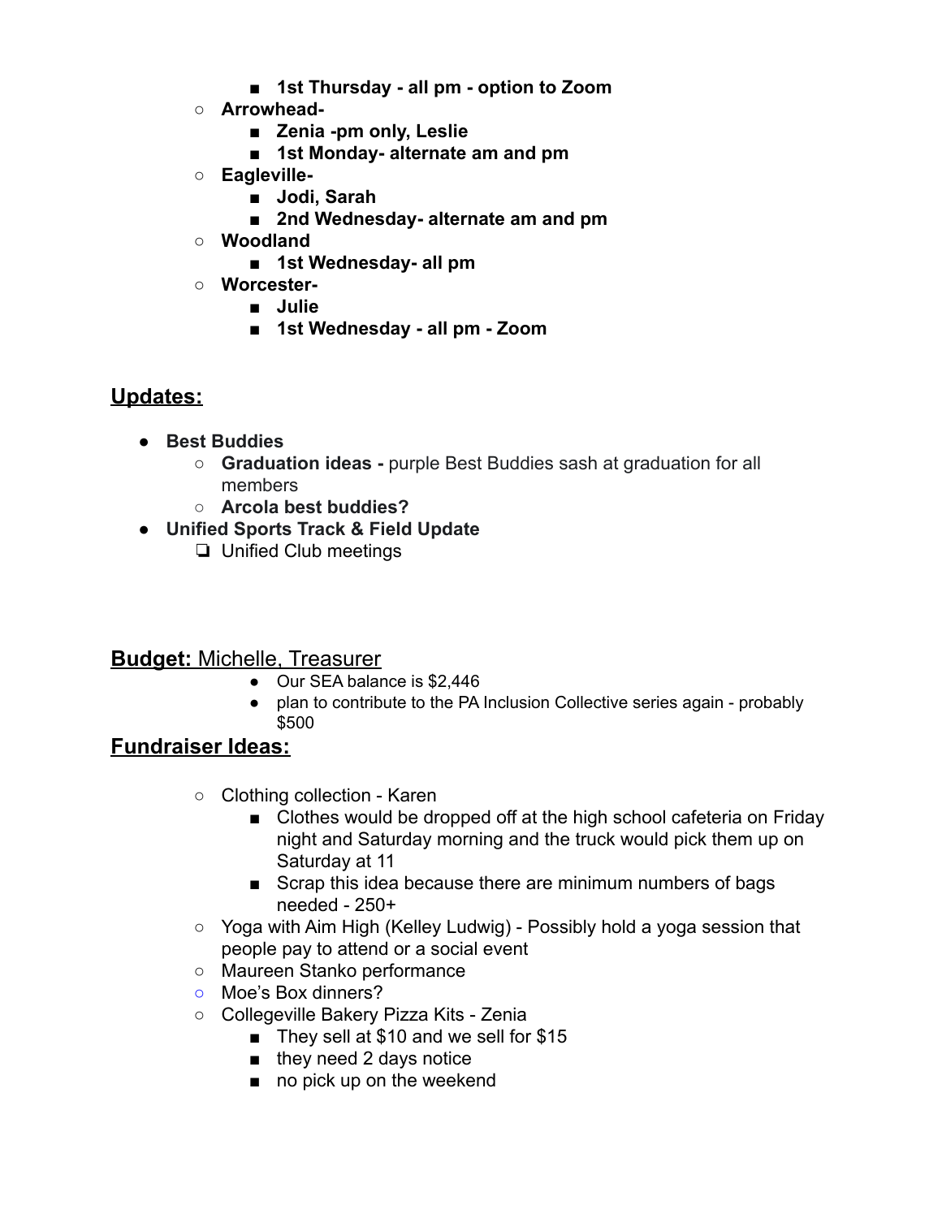- **1st Thursday - all pm - option to Zoom**
    - **Arrowhead-**
        - **Zenia -pm only, Leslie**
        - **1st Monday- alternate am and pm**
    - **Eagleville-**
        - **Jodi, Sarah**
        - **2nd Wednesday- alternate am and pm**
    - **Woodland**
        - **1st Wednesday- all pm**
    - **Worcester-**
        - **Julie**
        - **1st Wednesday - all pm - Zoom**

## Updates:

- **Best Buddies**
    - **Graduation ideas -** purple Best Buddies sash at graduation for all members
    - **Arcola best buddies?**
- **Unified Sports Track & Field Update**
    - [ ] Unified Club meetings

## **Budget:** Michelle, Treasurer

- Our SEA balance is $2,446
- plan to contribute to the PA Inclusion Collective series again - probably $500

## Fundraiser Ideas:

- Clothing collection - Karen
    - Clothes would be dropped off at the high school cafeteria on Friday night and Saturday morning and the truck would pick them up on Saturday at 11
    - Scrap this idea because there are minimum numbers of bags needed - 250+
- Yoga with Aim High (Kelley Ludwig) - Possibly hold a yoga session that people pay to attend or a social event
- Maureen Stanko performance
- Moe's Box dinners?
- Collegeville Bakery Pizza Kits - Zenia
    - They sell at $10 and we sell for $15
    - they need 2 days notice
    - no pick up on the weekend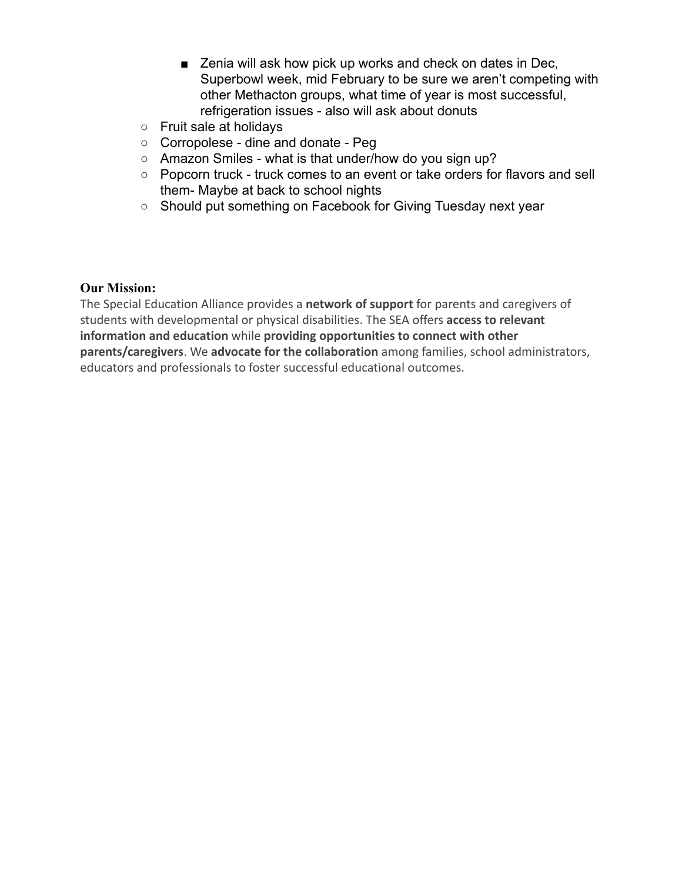- Zenia will ask how pick up works and check on dates in Dec, Superbowl week, mid February to be sure we aren't competing with other Methacton groups, what time of year is most successful, refrigeration issues - also will ask about donuts
    - Fruit sale at holidays
    - Corropolese - dine and donate - Peg
    - Amazon Smiles - what is that under/how do you sign up?
    - Popcorn truck - truck comes to an event or take orders for flavors and sell them- Maybe at back to school nights
    - Should put something on Facebook for Giving Tuesday next year

**Our Mission:**

The Special Education Alliance provides a **network of support** for parents and caregivers of students with developmental or physical disabilities. The SEA offers **access to relevant information and education** while **providing opportunities to connect with other parents/caregivers**. We **advocate for the collaboration** among families, school administrators, educators and professionals to foster successful educational outcomes.